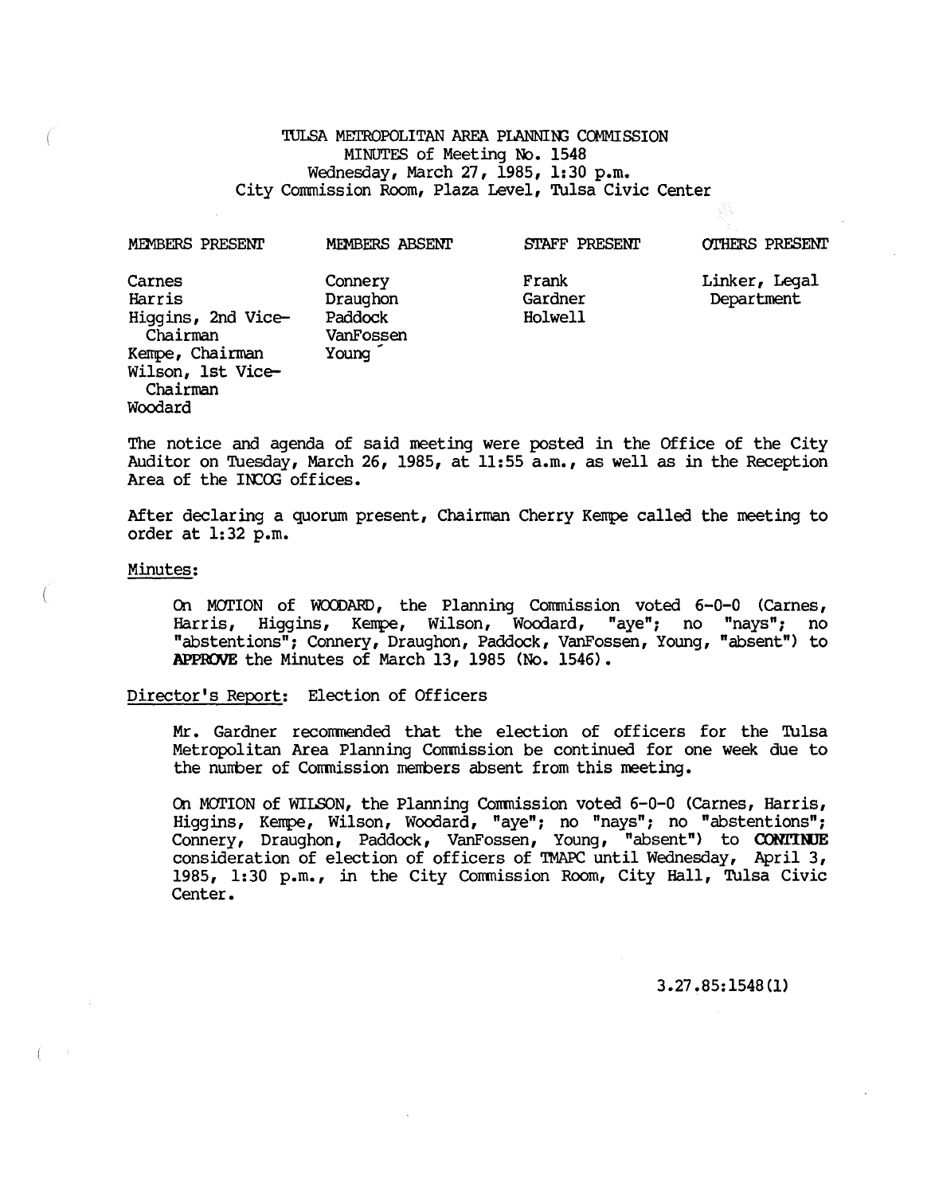# TULSA METROPOLITAN AREA PLANNING COMMISSION
## MINUTES of Meeting No. 1548
Wednesday, March 27, 1985, 1:30 p.m.
City Commission Room, Plaza Level, Tulsa Civic Center

| MEMBERS PRESENT | MEMBERS ABSENT | STAFF PRESENT | OTHERS PRESENT |
|---|---|---|---|
| Carnes | Connery | Frank | Linker, Legal Department |
| Harris | Draughon | Gardner | |
| Higgins, 2nd Vice-Chairman | Paddock | Holwell | |
| Kempe, Chairman | VanFossen | | |
| Wilson, 1st Vice-Chairman | Young | | |
| Woodard | | | |

The notice and agenda of said meeting were posted in the Office of the City Auditor on Tuesday, March 26, 1985, at 11:55 a.m., as well as in the Reception Area of the INCOG offices.

After declaring a quorum present, Chairman Cherry Kempe called the meeting to order at 1:32 p.m.

Minutes:

On MOTION of WOODARD, the Planning Commission voted 6-0-0 (Carnes, Harris, Higgins, Kempe, Wilson, Woodard, "aye"; no "nays"; no "abstentions"; Connery, Draughon, Paddock, VanFossen, Young, "absent") to **APPROVE** the Minutes of March 13, 1985 (No. 1546).

Director's Report: Election of Officers

Mr. Gardner recommended that the election of officers for the Tulsa Metropolitan Area Planning Commission be continued for one week due to the number of Commission members absent from this meeting.

On MOTION of WILSON, the Planning Commission voted 6-0-0 (Carnes, Harris, Higgins, Kempe, Wilson, Woodard, "aye"; no "nays"; no "abstentions"; Connery, Draughon, Paddock, VanFossen, Young, "absent") to **CONTINUE** consideration of election of officers of TMAPC until Wednesday, April 3, 1985, 1:30 p.m., in the City Commission Room, City Hall, Tulsa Civic Center.

3.27.85:1548(1)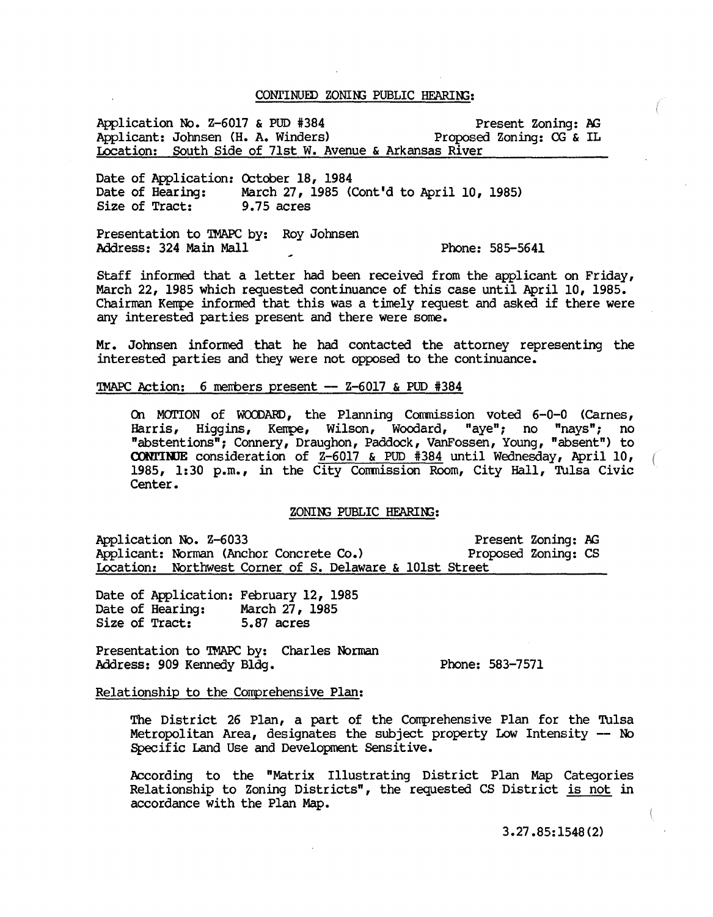## CONTINUED ZONING PUBLIC HEARING:

Application No. Z-6017 & PUD #384 — Present Zoning: AG
Applicant: Johnsen (H. A. Winders) — Proposed Zoning: CG & IL
Location: South Side of 71st W. Avenue & Arkansas River

Date of Application: October 18, 1984
Date of Hearing: March 27, 1985 (Cont'd to April 10, 1985)
Size of Tract: 9.75 acres

Presentation to TMAPC by: Roy Johnsen
Address: 324 Main Mall — Phone: 585-5641

Staff informed that a letter had been received from the applicant on Friday, March 22, 1985 which requested continuance of this case until April 10, 1985. Chairman Kempe informed that this was a timely request and asked if there were any interested parties present and there were some.

Mr. Johnsen informed that he had contacted the attorney representing the interested parties and they were not opposed to the continuance.

TMAPC Action: 6 members present -- Z-6017 & PUD #384

> On MOTION of WOODARD, the Planning Commission voted 6-0-0 (Carnes, Harris, Higgins, Kempe, Wilson, Woodard, "aye"; no "nays"; no "abstentions"; Connery, Draughon, Paddock, VanFossen, Young, "absent") to **CONTINUE** consideration of Z-6017 & PUD #384 until Wednesday, April 10, 1985, 1:30 p.m., in the City Commission Room, City Hall, Tulsa Civic Center.

## ZONING PUBLIC HEARING:

Application No. Z-6033 — Present Zoning: AG
Applicant: Norman (Anchor Concrete Co.) — Proposed Zoning: CS
Location: Northwest Corner of S. Delaware & 101st Street

Date of Application: February 12, 1985
Date of Hearing: March 27, 1985
Size of Tract: 5.87 acres

Presentation to TMAPC by: Charles Norman
Address: 909 Kennedy Bldg. — Phone: 583-7571

Relationship to the Comprehensive Plan:

> The District 26 Plan, a part of the Comprehensive Plan for the Tulsa Metropolitan Area, designates the subject property Low Intensity -- No Specific Land Use and Development Sensitive.
>
> According to the "Matrix Illustrating District Plan Map Categories Relationship to Zoning Districts", the requested CS District is not in accordance with the Plan Map.

3.27.85:1548(2)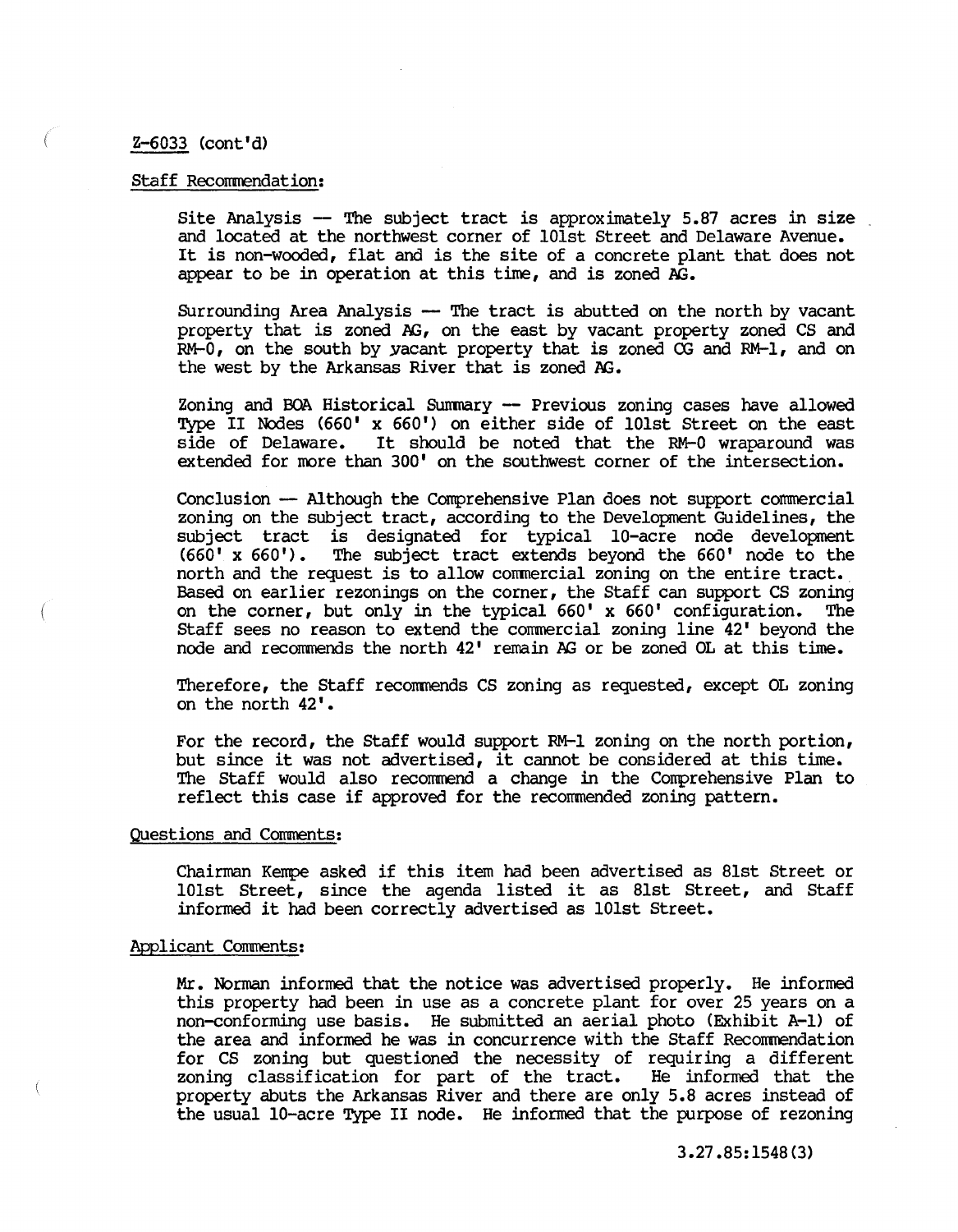Z-6033 (cont'd)

Staff Recommendation:

Site Analysis — The subject tract is approximately 5.87 acres in size and located at the northwest corner of 101st Street and Delaware Avenue. It is non-wooded, flat and is the site of a concrete plant that does not appear to be in operation at this time, and is zoned AG.

Surrounding Area Analysis — The tract is abutted on the north by vacant property that is zoned AG, on the east by vacant property zoned CS and RM-0, on the south by vacant property that is zoned CG and RM-1, and on the west by the Arkansas River that is zoned AG.

Zoning and BOA Historical Summary — Previous zoning cases have allowed Type II Nodes (660' x 660') on either side of 101st Street on the east side of Delaware. It should be noted that the RM-0 wraparound was extended for more than 300' on the southwest corner of the intersection.

Conclusion — Although the Comprehensive Plan does not support commercial zoning on the subject tract, according to the Development Guidelines, the subject tract is designated for typical 10-acre node development (660' x 660'). The subject tract extends beyond the 660' node to the north and the request is to allow commercial zoning on the entire tract. Based on earlier rezonings on the corner, the Staff can support CS zoning on the corner, but only in the typical 660' x 660' configuration. The Staff sees no reason to extend the commercial zoning line 42' beyond the node and recommends the north 42' remain AG or be zoned OL at this time.

Therefore, the Staff recommends CS zoning as requested, except OL zoning on the north 42'.

For the record, the Staff would support RM-1 zoning on the north portion, but since it was not advertised, it cannot be considered at this time. The Staff would also recommend a change in the Comprehensive Plan to reflect this case if approved for the recommended zoning pattern.

Questions and Comments:

Chairman Kempe asked if this item had been advertised as 81st Street or 101st Street, since the agenda listed it as 81st Street, and Staff informed it had been correctly advertised as 101st Street.

Applicant Comments:

Mr. Norman informed that the notice was advertised properly. He informed this property had been in use as a concrete plant for over 25 years on a non-conforming use basis. He submitted an aerial photo (Exhibit A-1) of the area and informed he was in concurrence with the Staff Recommendation for CS zoning but questioned the necessity of requiring a different zoning classification for part of the tract. He informed that the property abuts the Arkansas River and there are only 5.8 acres instead of the usual 10-acre Type II node. He informed that the purpose of rezoning

3.27.85:1548(3)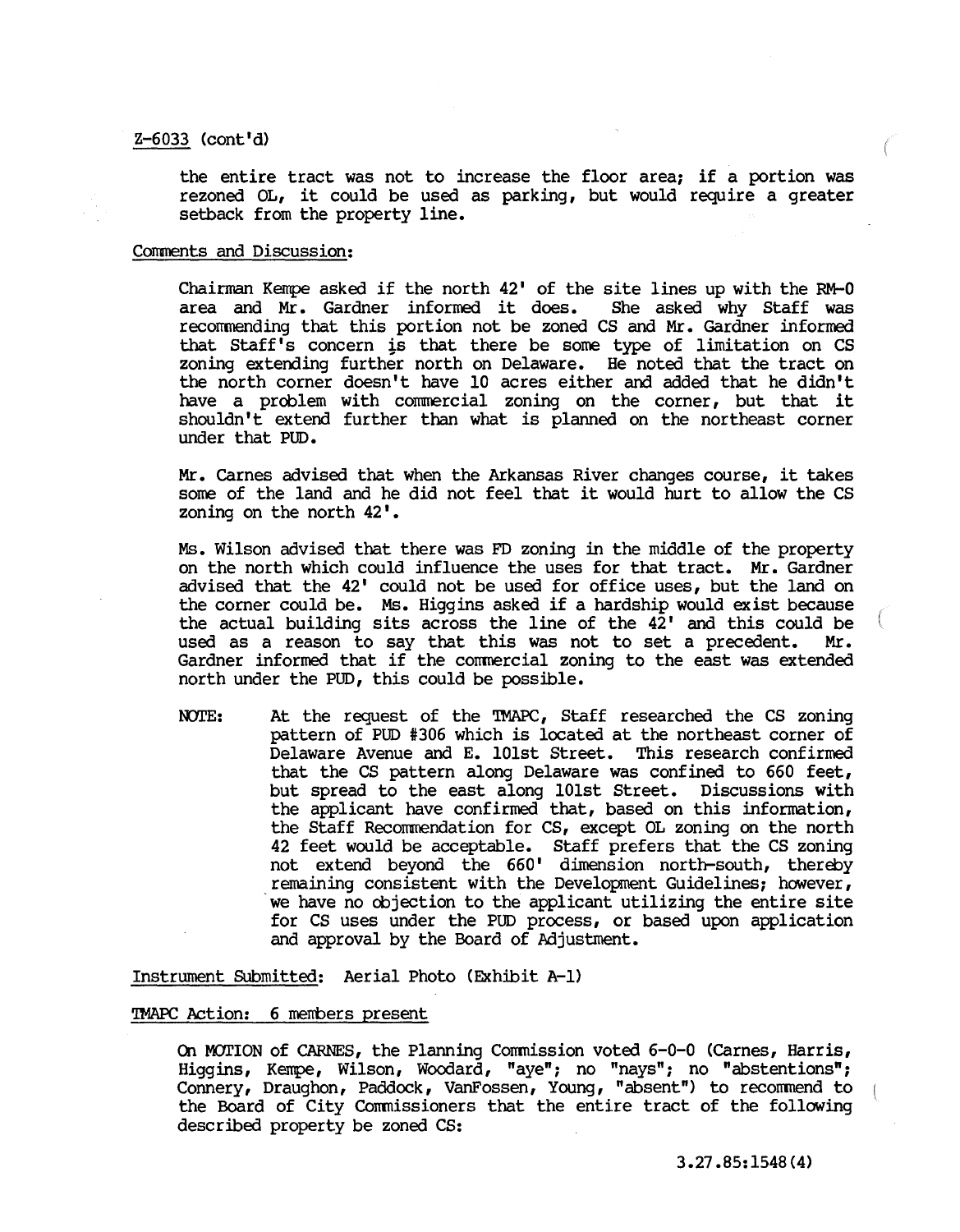Z-6033 (cont'd)

the entire tract was not to increase the floor area; if a portion was rezoned OL, it could be used as parking, but would require a greater setback from the property line.

Comments and Discussion:

Chairman Kempe asked if the north 42' of the site lines up with the RM-0 area and Mr. Gardner informed it does. She asked why Staff was recommending that this portion not be zoned CS and Mr. Gardner informed that Staff's concern is that there be some type of limitation on CS zoning extending further north on Delaware. He noted that the tract on the north corner doesn't have 10 acres either and added that he didn't have a problem with commercial zoning on the corner, but that it shouldn't extend further than what is planned on the northeast corner under that PUD.

Mr. Carnes advised that when the Arkansas River changes course, it takes some of the land and he did not feel that it would hurt to allow the CS zoning on the north 42'.

Ms. Wilson advised that there was FD zoning in the middle of the property on the north which could influence the uses for that tract. Mr. Gardner advised that the 42' could not be used for office uses, but the land on the corner could be. Ms. Higgins asked if a hardship would exist because the actual building sits across the line of the 42' and this could be used as a reason to say that this was not to set a precedent. Mr. Gardner informed that if the commercial zoning to the east was extended north under the PUD, this could be possible.

NOTE: At the request of the TMAPC, Staff researched the CS zoning pattern of PUD #306 which is located at the northeast corner of Delaware Avenue and E. 101st Street. This research confirmed that the CS pattern along Delaware was confined to 660 feet, but spread to the east along 101st Street. Discussions with the applicant have confirmed that, based on this information, the Staff Recommendation for CS, except OL zoning on the north 42 feet would be acceptable. Staff prefers that the CS zoning not extend beyond the 660' dimension north-south, thereby remaining consistent with the Development Guidelines; however, we have no objection to the applicant utilizing the entire site for CS uses under the PUD process, or based upon application and approval by the Board of Adjustment.

Instrument Submitted: Aerial Photo (Exhibit A-1)

TMAPC Action: 6 members present

On MOTION of CARNES, the Planning Commission voted 6-0-0 (Carnes, Harris, Higgins, Kempe, Wilson, Woodard, "aye"; no "nays"; no "abstentions"; Connery, Draughon, Paddock, VanFossen, Young, "absent") to recommend to the Board of City Commissioners that the entire tract of the following described property be zoned CS:

3.27.85:1548(4)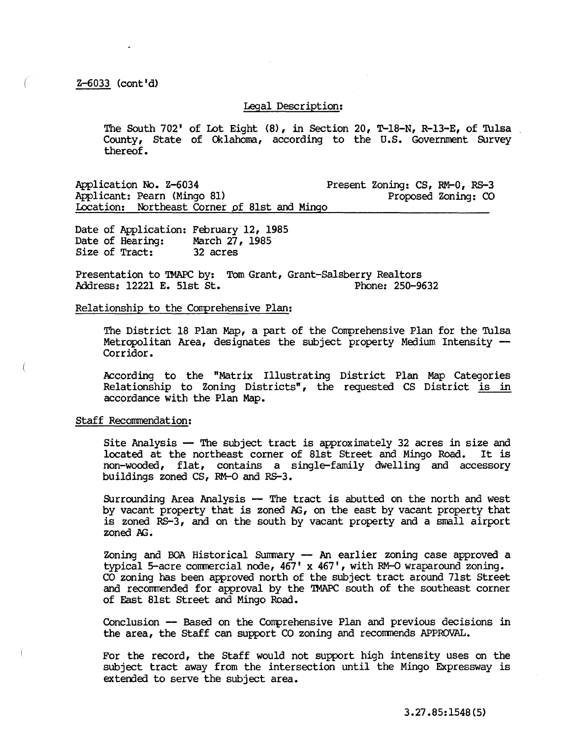Z-6033 (cont'd)

Legal Description:

The South 702' of Lot Eight (8), in Section 20, T-18-N, R-13-E, of Tulsa County, State of Oklahoma, according to the U.S. Government Survey thereof.

Application No. Z-6034 Present Zoning: CS, RM-0, RS-3
Applicant: Pearn (Mingo 81) Proposed Zoning: CO
Location: Northeast Corner of 81st and Mingo

Date of Application: February 12, 1985
Date of Hearing: March 27, 1985
Size of Tract: 32 acres

Presentation to TMAPC by: Tom Grant, Grant-Salsberry Realtors
Address: 12221 E. 51st St. Phone: 250-9632

Relationship to the Comprehensive Plan:

The District 18 Plan Map, a part of the Comprehensive Plan for the Tulsa Metropolitan Area, designates the subject property Medium Intensity — Corridor.

According to the "Matrix Illustrating District Plan Map Categories Relationship to Zoning Districts", the requested CS District is in accordance with the Plan Map.

Staff Recommendation:

Site Analysis — The subject tract is approximately 32 acres in size and located at the northeast corner of 81st Street and Mingo Road. It is non-wooded, flat, contains a single-family dwelling and accessory buildings zoned CS, RM-O and RS-3.

Surrounding Area Analysis — The tract is abutted on the north and west by vacant property that is zoned AG, on the east by vacant property that is zoned RS-3, and on the south by vacant property and a small airport zoned AG.

Zoning and BOA Historical Summary — An earlier zoning case approved a typical 5-acre commercial node, 467' x 467', with RM-O wraparound zoning. CO zoning has been approved north of the subject tract around 71st Street and recommended for approval by the TMAPC south of the southeast corner of East 81st Street and Mingo Road.

Conclusion — Based on the Comprehensive Plan and previous decisions in the area, the Staff can support CO zoning and recommends APPROVAL.

For the record, the Staff would not support high intensity uses on the subject tract away from the intersection until the Mingo Expressway is extended to serve the subject area.

3.27.85:1548(5)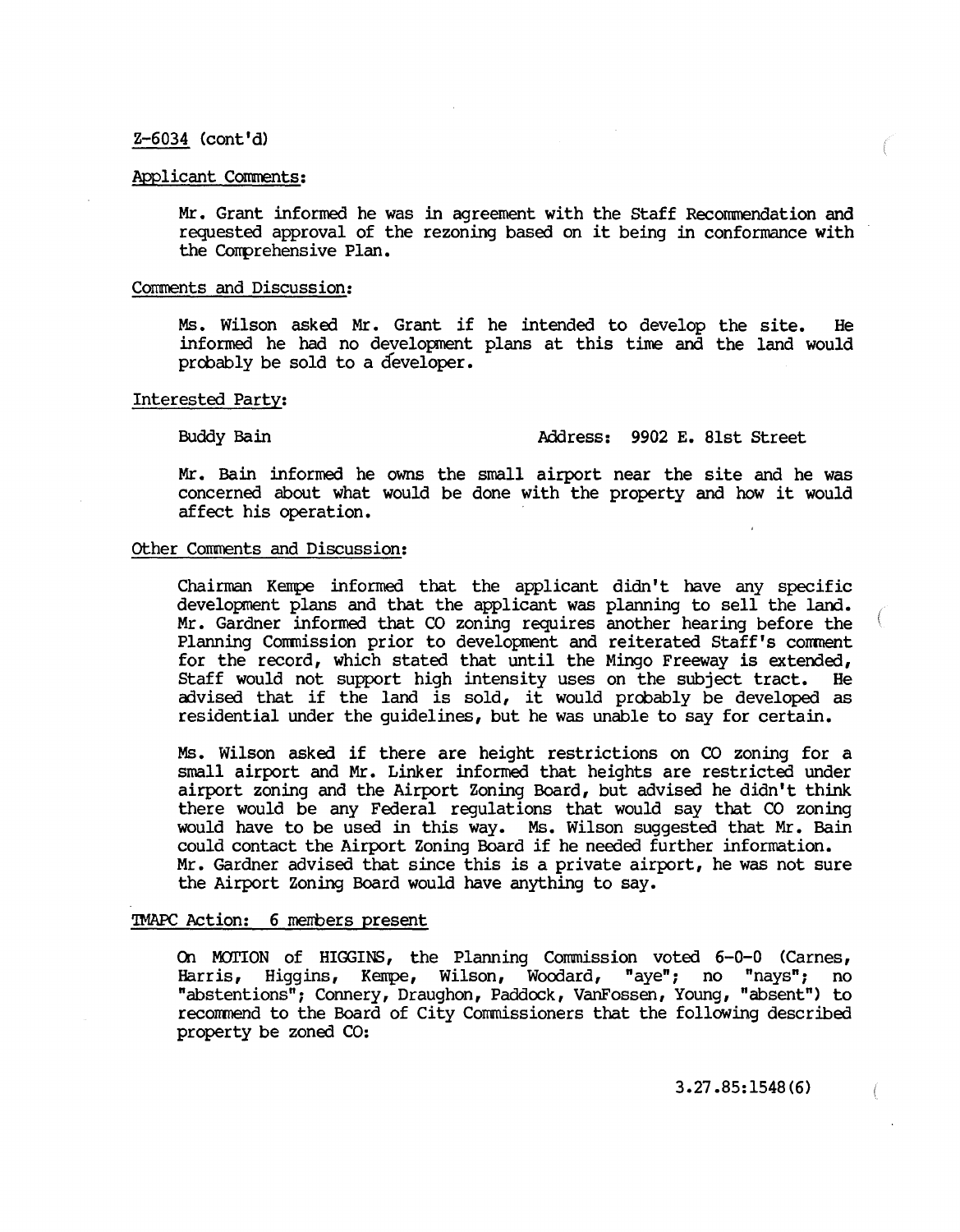Z-6034 (cont'd)

Applicant Comments:

Mr. Grant informed he was in agreement with the Staff Recommendation and requested approval of the rezoning based on it being in conformance with the Comprehensive Plan.

Comments and Discussion:

Ms. Wilson asked Mr. Grant if he intended to develop the site. He informed he had no development plans at this time and the land would probably be sold to a developer.

Interested Party:

Buddy Bain — Address: 9902 E. 81st Street

Mr. Bain informed he owns the small airport near the site and he was concerned about what would be done with the property and how it would affect his operation.

Other Comments and Discussion:

Chairman Kempe informed that the applicant didn't have any specific development plans and that the applicant was planning to sell the land. Mr. Gardner informed that CO zoning requires another hearing before the Planning Commission prior to development and reiterated Staff's comment for the record, which stated that until the Mingo Freeway is extended, Staff would not support high intensity uses on the subject tract. He advised that if the land is sold, it would probably be developed as residential under the guidelines, but he was unable to say for certain.

Ms. Wilson asked if there are height restrictions on CO zoning for a small airport and Mr. Linker informed that heights are restricted under airport zoning and the Airport Zoning Board, but advised he didn't think there would be any Federal regulations that would say that CO zoning would have to be used in this way. Ms. Wilson suggested that Mr. Bain could contact the Airport Zoning Board if he needed further information. Mr. Gardner advised that since this is a private airport, he was not sure the Airport Zoning Board would have anything to say.

TMAPC Action: 6 members present

On MOTION of HIGGINS, the Planning Commission voted 6-0-0 (Carnes, Harris, Higgins, Kempe, Wilson, Woodard, "aye"; no "nays"; no "abstentions"; Connery, Draughon, Paddock, VanFossen, Young, "absent") to recommend to the Board of City Commissioners that the following described property be zoned CO:

3.27.85:1548(6)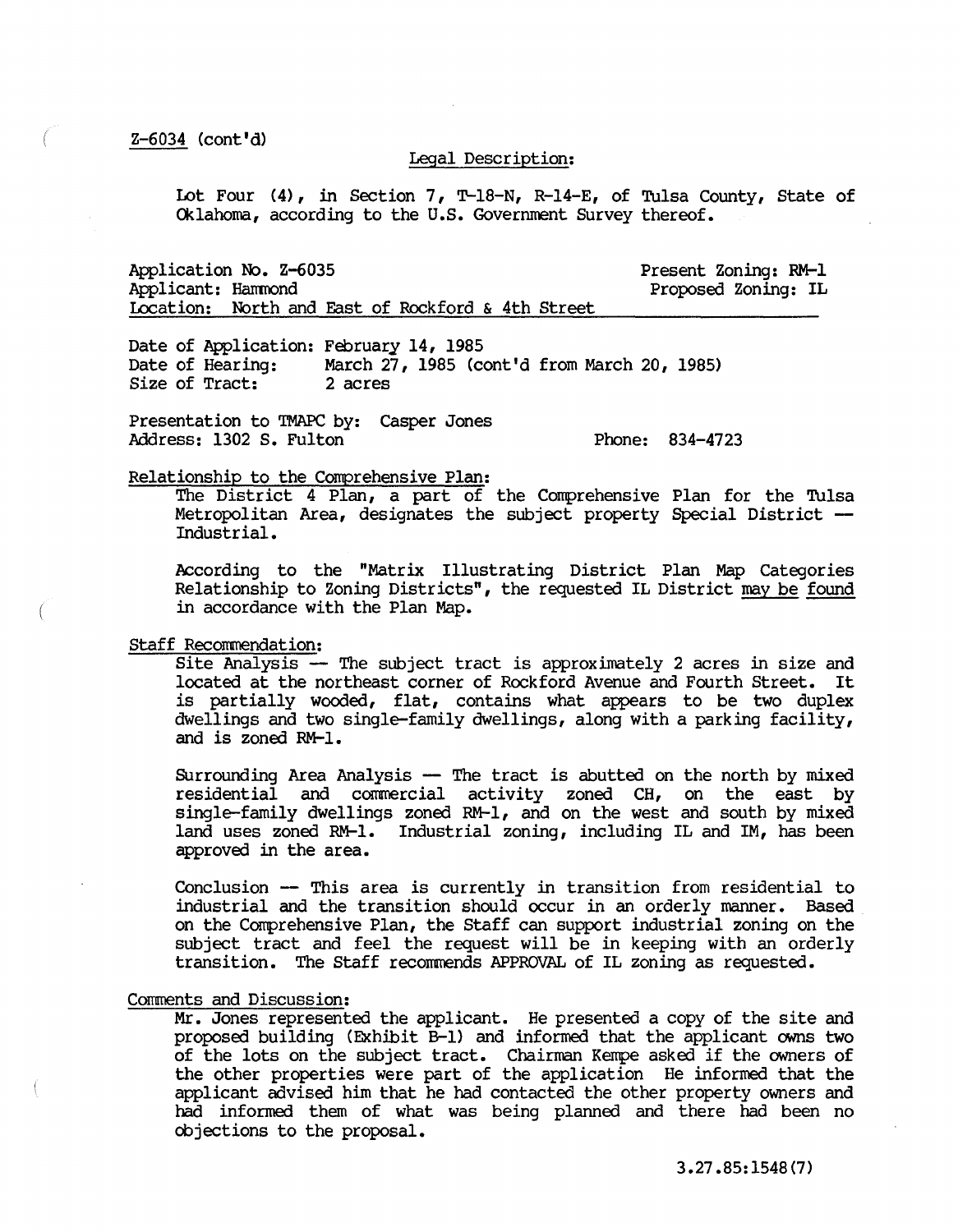Z-6034 (cont'd)

Legal Description:

Lot Four (4), in Section 7, T-18-N, R-14-E, of Tulsa County, State of Oklahoma, according to the U.S. Government Survey thereof.

Application No. Z-6035 — Present Zoning: RM-1
Applicant: Hammond — Proposed Zoning: IL
Location: North and East of Rockford & 4th Street

Date of Application: February 14, 1985
Date of Hearing: March 27, 1985 (cont'd from March 20, 1985)
Size of Tract: 2 acres

Presentation to TMAPC by: Casper Jones
Address: 1302 S. Fulton — Phone: 834-4723

Relationship to the Comprehensive Plan:

The District 4 Plan, a part of the Comprehensive Plan for the Tulsa Metropolitan Area, designates the subject property Special District — Industrial.

According to the "Matrix Illustrating District Plan Map Categories Relationship to Zoning Districts", the requested IL District may be found in accordance with the Plan Map.

Staff Recommendation:

Site Analysis — The subject tract is approximately 2 acres in size and located at the northeast corner of Rockford Avenue and Fourth Street. It is partially wooded, flat, contains what appears to be two duplex dwellings and two single-family dwellings, along with a parking facility, and is zoned RM-1.

Surrounding Area Analysis — The tract is abutted on the north by mixed residential and commercial activity zoned CH, on the east by single-family dwellings zoned RM-1, and on the west and south by mixed land uses zoned RM-1. Industrial zoning, including IL and IM, has been approved in the area.

Conclusion — This area is currently in transition from residential to industrial and the transition should occur in an orderly manner. Based on the Comprehensive Plan, the Staff can support industrial zoning on the subject tract and feel the request will be in keeping with an orderly transition. The Staff recommends APPROVAL of IL zoning as requested.

Comments and Discussion:

Mr. Jones represented the applicant. He presented a copy of the site and proposed building (Exhibit B-1) and informed that the applicant owns two of the lots on the subject tract. Chairman Kempe asked if the owners of the other properties were part of the application He informed that the applicant advised him that he had contacted the other property owners and had informed them of what was being planned and there had been no objections to the proposal.

3.27.85:1548(7)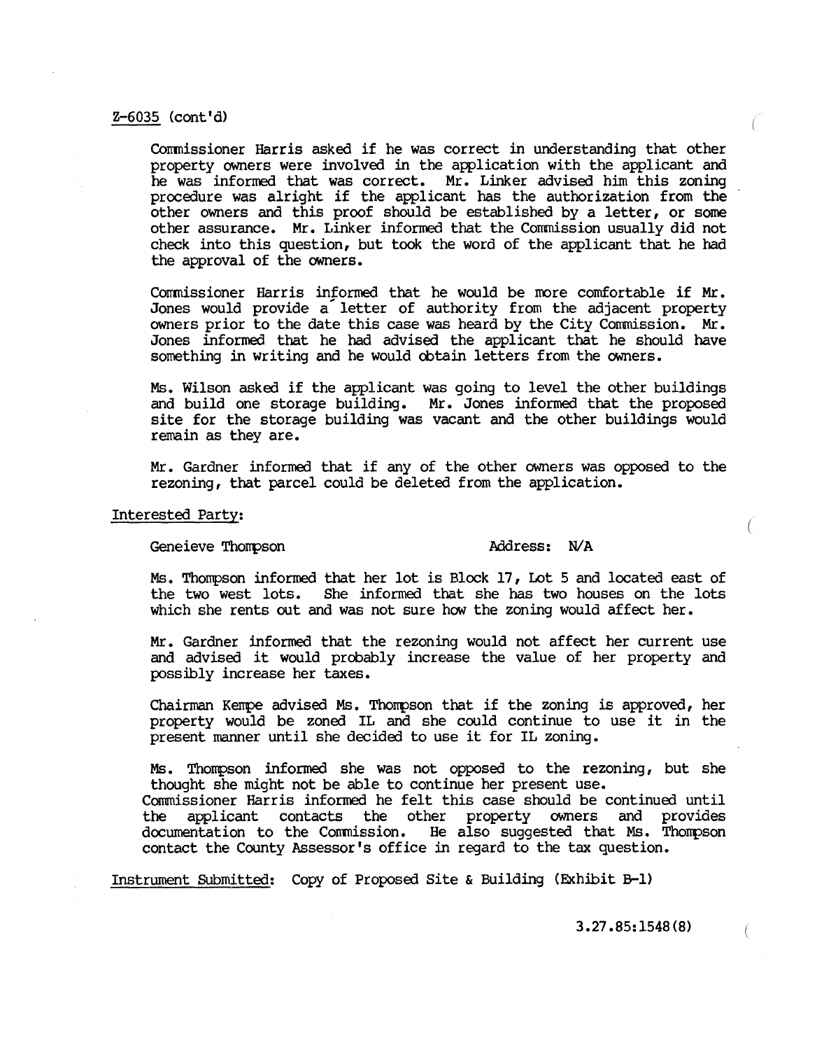Z-6035 (cont'd)

Commissioner Harris asked if he was correct in understanding that other property owners were involved in the application with the applicant and he was informed that was correct. Mr. Linker advised him this zoning procedure was alright if the applicant has the authorization from the other owners and this proof should be established by a letter, or some other assurance. Mr. Linker informed that the Commission usually did not check into this question, but took the word of the applicant that he had the approval of the owners.

Commissioner Harris informed that he would be more comfortable if Mr. Jones would provide a letter of authority from the adjacent property owners prior to the date this case was heard by the City Commission. Mr. Jones informed that he had advised the applicant that he should have something in writing and he would obtain letters from the owners.

Ms. Wilson asked if the applicant was going to level the other buildings and build one storage building. Mr. Jones informed that the proposed site for the storage building was vacant and the other buildings would remain as they are.

Mr. Gardner informed that if any of the other owners was opposed to the rezoning, that parcel could be deleted from the application.

Interested Party:

Geneieve Thompson　　　　　　　　Address: N/A

Ms. Thompson informed that her lot is Block 17, Lot 5 and located east of the two west lots. She informed that she has two houses on the lots which she rents out and was not sure how the zoning would affect her.

Mr. Gardner informed that the rezoning would not affect her current use and advised it would probably increase the value of her property and possibly increase her taxes.

Chairman Kempe advised Ms. Thompson that if the zoning is approved, her property would be zoned IL and she could continue to use it in the present manner until she decided to use it for IL zoning.

Ms. Thompson informed she was not opposed to the rezoning, but she thought she might not be able to continue her present use.
Commissioner Harris informed he felt this case should be continued until the applicant contacts the other property owners and provides documentation to the Commission. He also suggested that Ms. Thompson contact the County Assessor's office in regard to the tax question.

Instrument Submitted: Copy of Proposed Site & Building (Exhibit B-1)

3.27.85:1548(8)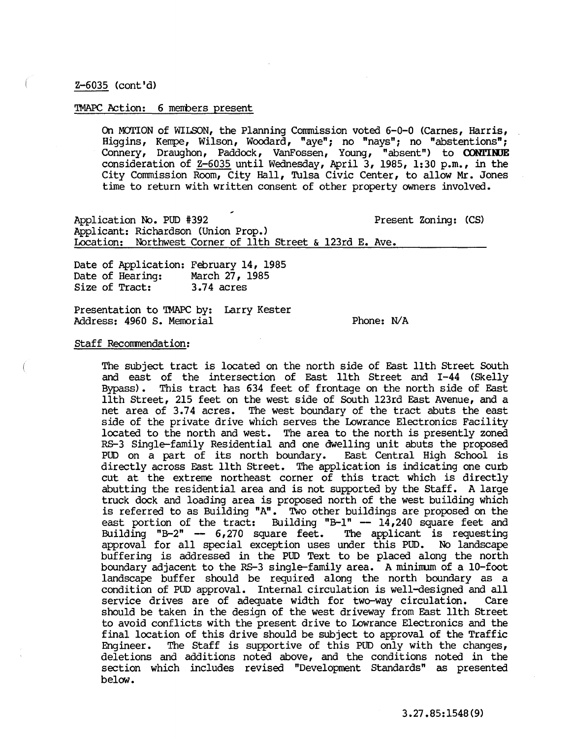Z-6035 (cont'd)

TMAPC Action: 6 members present

On MOTION of WILSON, the Planning Commission voted 6-0-0 (Carnes, Harris, Higgins, Kempe, Wilson, Woodard, "aye"; no "nays"; no "abstentions"; Connery, Draughon, Paddock, VanFossen, Young, "absent") to **CONTINUE** consideration of Z-6035 until Wednesday, April 3, 1985, 1:30 p.m., in the City Commission Room, City Hall, Tulsa Civic Center, to allow Mr. Jones time to return with written consent of other property owners involved.

Application No. PUD #392 Present Zoning: (CS)
Applicant: Richardson (Union Prop.)
Location: Northwest Corner of 11th Street & 123rd E. Ave.

Date of Application: February 14, 1985
Date of Hearing: March 27, 1985
Size of Tract: 3.74 acres

Presentation to TMAPC by: Larry Kester
Address: 4960 S. Memorial Phone: N/A

Staff Recommendation:

The subject tract is located on the north side of East 11th Street South and east of the intersection of East 11th Street and I-44 (Skelly Bypass). This tract has 634 feet of frontage on the north side of East 11th Street, 215 feet on the west side of South 123rd East Avenue, and a net area of 3.74 acres. The west boundary of the tract abuts the east side of the private drive which serves the Lowrance Electronics Facility located to the north and west. The area to the north is presently zoned RS-3 Single-family Residential and one dwelling unit abuts the proposed PUD on a part of its north boundary. East Central High School is directly across East 11th Street. The application is indicating one curb cut at the extreme northeast corner of this tract which is directly abutting the residential area and is not supported by the Staff. A large truck dock and loading area is proposed north of the west building which is referred to as Building "A". Two other buildings are proposed on the east portion of the tract: Building "B-1" -- 14,240 square feet and Building "B-2" -- 6,270 square feet. The applicant is requesting approval for all special exception uses under this PUD. No landscape buffering is addressed in the PUD Text to be placed along the north boundary adjacent to the RS-3 single-family area. A minimum of a 10-foot landscape buffer should be required along the north boundary as a condition of PUD approval. Internal circulation is well-designed and all service drives are of adequate width for two-way circulation. Care should be taken in the design of the west driveway from East 11th Street to avoid conflicts with the present drive to Lowrance Electronics and the final location of this drive should be subject to approval of the Traffic Engineer. The Staff is supportive of this PUD only with the changes, deletions and additions noted above, and the conditions noted in the section which includes revised "Development Standards" as presented below.

3.27.85:1548(9)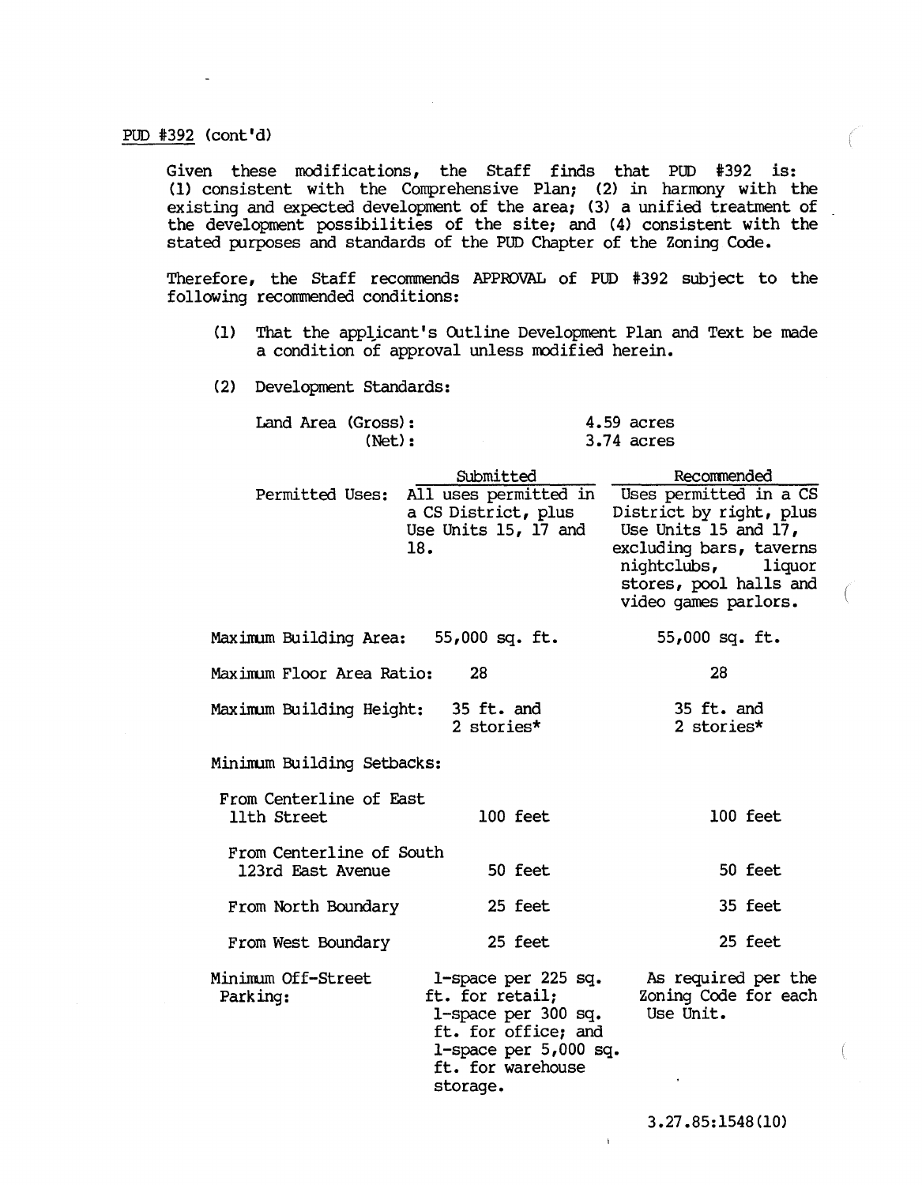PUD #392 (cont'd)

Given these modifications, the Staff finds that PUD #392 is: (1) consistent with the Comprehensive Plan; (2) in harmony with the existing and expected development of the area; (3) a unified treatment of the development possibilities of the site; and (4) consistent with the stated purposes and standards of the PUD Chapter of the Zoning Code.

Therefore, the Staff recommends APPROVAL of PUD #392 subject to the following recommended conditions:

(1) That the applicant's Outline Development Plan and Text be made a condition of approval unless modified herein.

(2) Development Standards:

| | |
|---|---|
| Land Area (Gross): | 4.59 acres |
| (Net): | 3.74 acres |

| | Submitted | Recommended |
|---|---|---|
| Permitted Uses: | All uses permitted in a CS District, plus Use Units 15, 17 and 18. | Uses permitted in a CS District by right, plus Use Units 15 and 17, excluding bars, taverns nightclubs, liquor stores, pool halls and video games parlors. |
| Maximum Building Area: | 55,000 sq. ft. | 55,000 sq. ft. |
| Maximum Floor Area Ratio: | 28 | 28 |
| Maximum Building Height: | 35 ft. and 2 stories* | 35 ft. and 2 stories* |
| Minimum Building Setbacks: | | |
| From Centerline of East 11th Street | 100 feet | 100 feet |
| From Centerline of South 123rd East Avenue | 50 feet | 50 feet |
| From North Boundary | 25 feet | 35 feet |
| From West Boundary | 25 feet | 25 feet |
| Minimum Off-Street Parking: | 1-space per 225 sq. ft. for retail; 1-space per 300 sq. ft. for office; and 1-space per 5,000 sq. ft. for warehouse storage. | As required per the Zoning Code for each Use Unit. |

3.27.85:1548(10)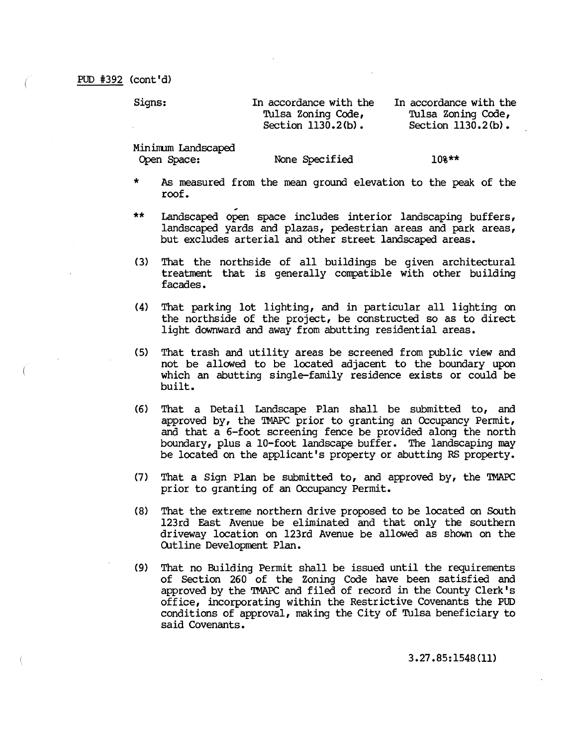PUD #392 (cont'd)

| | | |
|---|---|---|
| Signs: | In accordance with the Tulsa Zoning Code, Section 1130.2(b). | In accordance with the Tulsa Zoning Code, Section 1130.2(b). |
| Minimum Landscaped Open Space: | None Specified | 10%** |

\* As measured from the mean ground elevation to the peak of the roof.

\*\* Landscaped open space includes interior landscaping buffers, landscaped yards and plazas, pedestrian areas and park areas, but excludes arterial and other street landscaped areas.

(3) That the northside of all buildings be given architectural treatment that is generally compatible with other building facades.

(4) That parking lot lighting, and in particular all lighting on the northside of the project, be constructed so as to direct light downward and away from abutting residential areas.

(5) That trash and utility areas be screened from public view and not be allowed to be located adjacent to the boundary upon which an abutting single-family residence exists or could be built.

(6) That a Detail Landscape Plan shall be submitted to, and approved by, the TMAPC prior to granting an Occupancy Permit, and that a 6-foot screening fence be provided along the north boundary, plus a 10-foot landscape buffer. The landscaping may be located on the applicant's property or abutting RS property.

(7) That a Sign Plan be submitted to, and approved by, the TMAPC prior to granting of an Occupancy Permit.

(8) That the extreme northern drive proposed to be located on South 123rd East Avenue be eliminated and that only the southern driveway location on 123rd Avenue be allowed as shown on the Outline Development Plan.

(9) That no Building Permit shall be issued until the requirements of Section 260 of the Zoning Code have been satisfied and approved by the TMAPC and filed of record in the County Clerk's office, incorporating within the Restrictive Covenants the PUD conditions of approval, making the City of Tulsa beneficiary to said Covenants.

3.27.85:1548(11)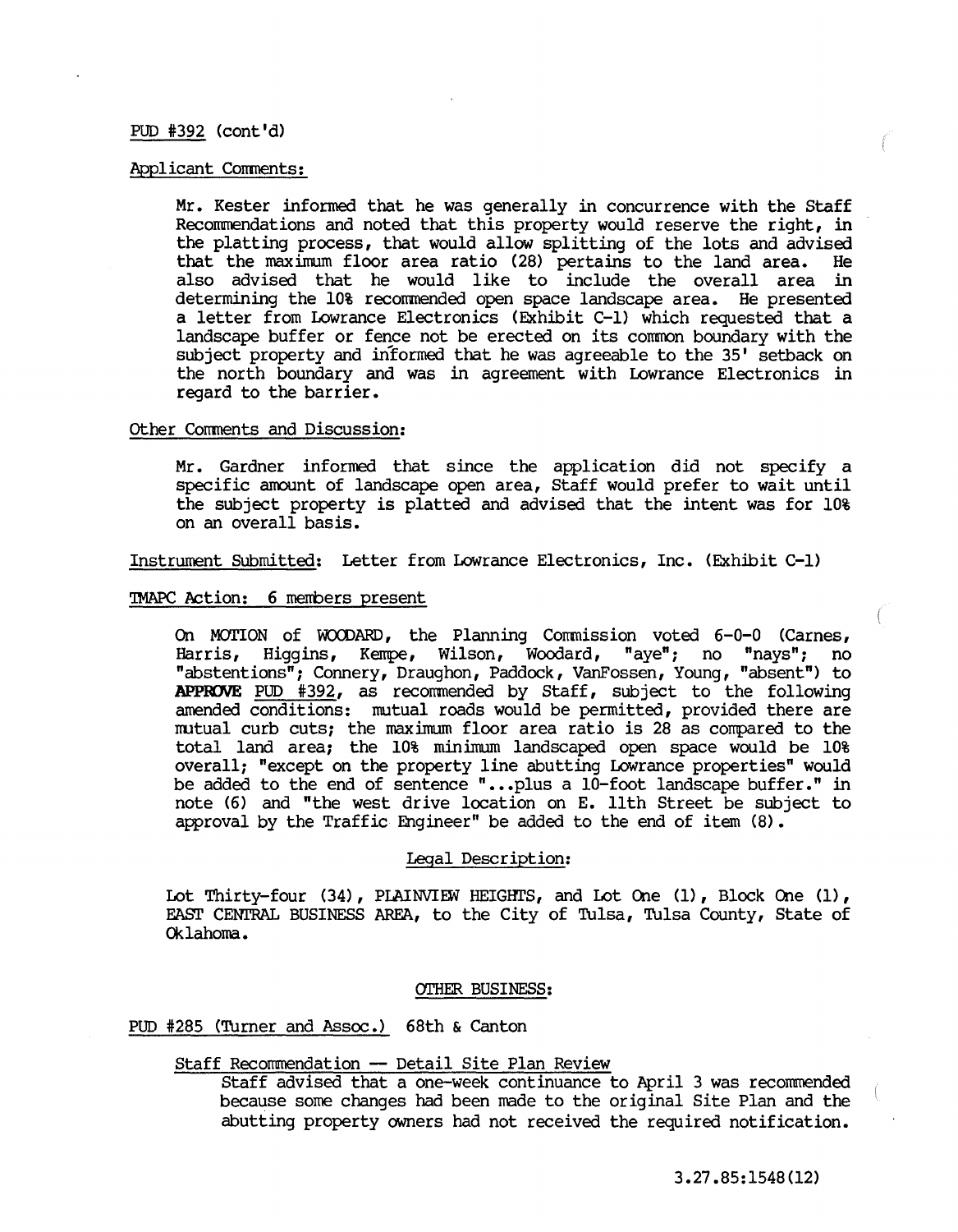PUD #392 (cont'd)

Applicant Comments:

Mr. Kester informed that he was generally in concurrence with the Staff Recommendations and noted that this property would reserve the right, in the platting process, that would allow splitting of the lots and advised that the maximum floor area ratio (28) pertains to the land area. He also advised that he would like to include the overall area in determining the 10% recommended open space landscape area. He presented a letter from Lowrance Electronics (Exhibit C-1) which requested that a landscape buffer or fence not be erected on its common boundary with the subject property and informed that he was agreeable to the 35' setback on the north boundary and was in agreement with Lowrance Electronics in regard to the barrier.

Other Comments and Discussion:

Mr. Gardner informed that since the application did not specify a specific amount of landscape open area, Staff would prefer to wait until the subject property is platted and advised that the intent was for 10% on an overall basis.

Instrument Submitted: Letter from Lowrance Electronics, Inc. (Exhibit C-1)

TMAPC Action: 6 members present

On MOTION of WOODARD, the Planning Commission voted 6-0-0 (Carnes, Harris, Higgins, Kempe, Wilson, Woodard, "aye"; no "nays"; no "abstentions"; Connery, Draughon, Paddock, VanFossen, Young, "absent") to **APPROVE** PUD #392, as recommended by Staff, subject to the following amended conditions: mutual roads would be permitted, provided there are mutual curb cuts; the maximum floor area ratio is 28 as compared to the total land area; the 10% minimum landscaped open space would be 10% overall; "except on the property line abutting Lowrance properties" would be added to the end of sentence "...plus a 10-foot landscape buffer." in note (6) and "the west drive location on E. 11th Street be subject to approval by the Traffic Engineer" be added to the end of item (8).

Legal Description:

Lot Thirty-four (34), PLAINVIEW HEIGHTS, and Lot One (1), Block One (1), EAST CENTRAL BUSINESS AREA, to the City of Tulsa, Tulsa County, State of Oklahoma.

OTHER BUSINESS:

PUD #285 (Turner and Assoc.) 68th & Canton

Staff Recommendation -- Detail Site Plan Review

Staff advised that a one-week continuance to April 3 was recommended because some changes had been made to the original Site Plan and the abutting property owners had not received the required notification.

3.27.85:1548(12)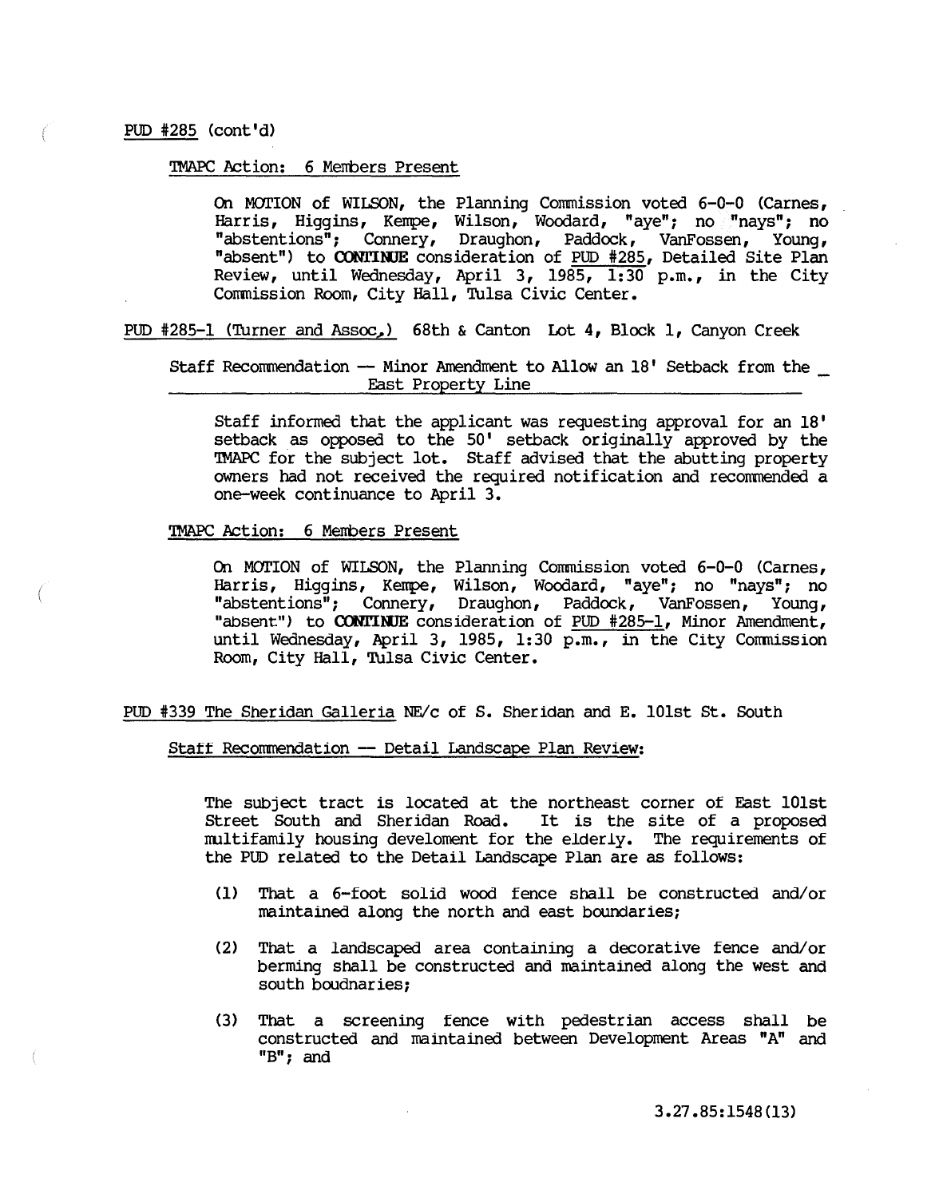PUD #285 (cont'd)

TMAPC Action: 6 Members Present

On MOTION of WILSON, the Planning Commission voted 6-0-0 (Carnes, Harris, Higgins, Kempe, Wilson, Woodard, "aye"; no "nays"; no "abstentions"; Connery, Draughon, Paddock, VanFossen, Young, "absent") to **CONTINUE** consideration of PUD #285, Detailed Site Plan Review, until Wednesday, April 3, 1985, 1:30 p.m., in the City Commission Room, City Hall, Tulsa Civic Center.

PUD #285-1 (Turner and Assoc.) 68th & Canton Lot 4, Block 1, Canyon Creek

Staff Recommendation -- Minor Amendment to Allow an 18' Setback from the East Property Line

Staff informed that the applicant was requesting approval for an 18' setback as opposed to the 50' setback originally approved by the TMAPC for the subject lot. Staff advised that the abutting property owners had not received the required notification and recommended a one-week continuance to April 3.

TMAPC Action: 6 Members Present

On MOTION of WILSON, the Planning Commission voted 6-0-0 (Carnes, Harris, Higgins, Kempe, Wilson, Woodard, "aye"; no "nays"; no "abstentions"; Connery, Draughon, Paddock, VanFossen, Young, "absent") to **CONTINUE** consideration of PUD #285-1, Minor Amendment, until Wednesday, April 3, 1985, 1:30 p.m., in the City Commission Room, City Hall, Tulsa Civic Center.

PUD #339 The Sheridan Galleria NE/c of S. Sheridan and E. 101st St. South

Staff Recommendation -- Detail Landscape Plan Review:

The subject tract is located at the northeast corner of East 101st Street South and Sheridan Road. It is the site of a proposed multifamily housing develoment for the elderly. The requirements of the PUD related to the Detail Landscape Plan are as follows:

(1) That a 6-foot solid wood fence shall be constructed and/or maintained along the north and east boundaries;

(2) That a landscaped area containing a decorative fence and/or berming shall be constructed and maintained along the west and south boudnaries;

(3) That a screening fence with pedestrian access shall be constructed and maintained between Development Areas "A" and "B"; and

3.27.85:1548(13)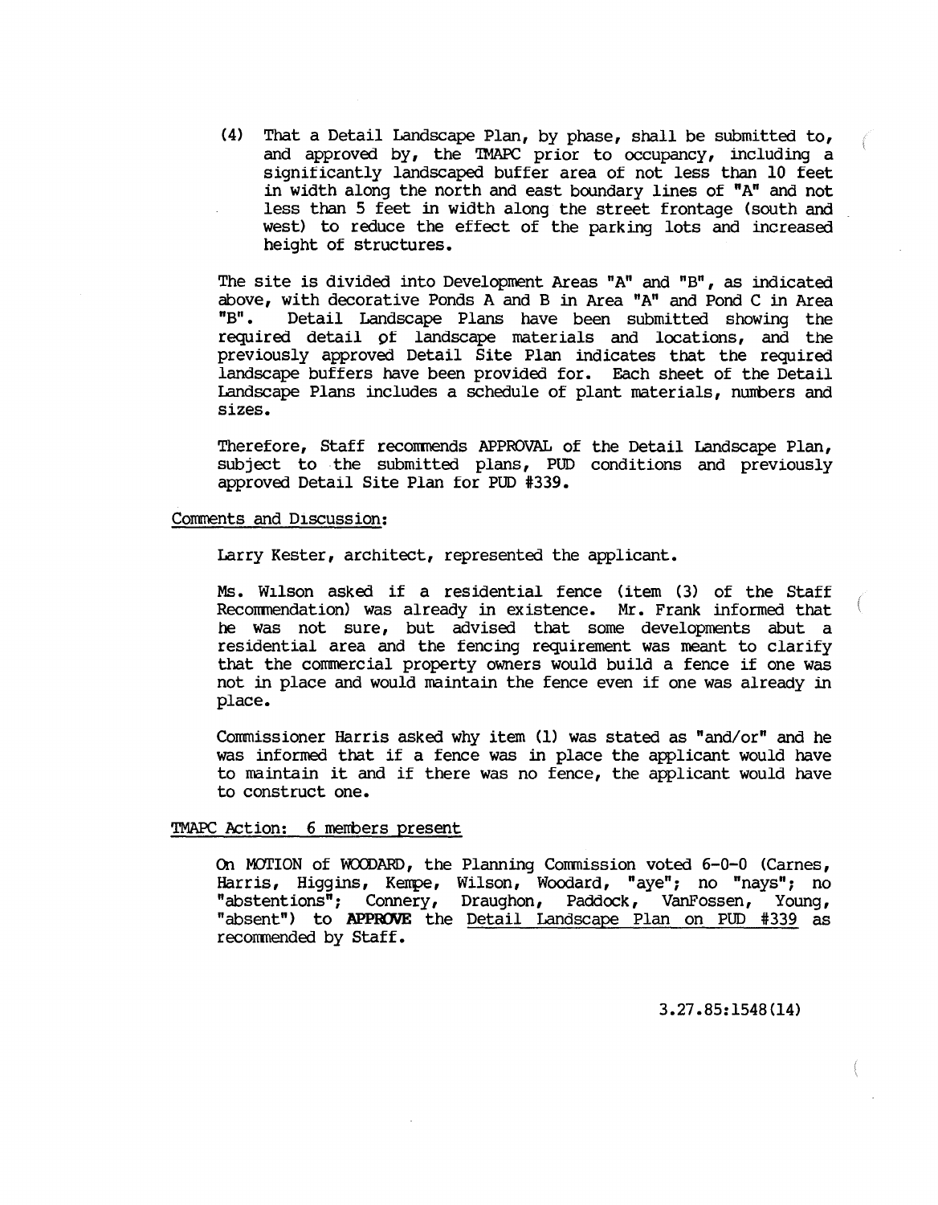(4) That a Detail Landscape Plan, by phase, shall be submitted to, and approved by, the TMAPC prior to occupancy, including a significantly landscaped buffer area of not less than 10 feet in width along the north and east boundary lines of "A" and not less than 5 feet in width along the street frontage (south and west) to reduce the effect of the parking lots and increased height of structures.

The site is divided into Development Areas "A" and "B", as indicated above, with decorative Ponds A and B in Area "A" and Pond C in Area "B". Detail Landscape Plans have been submitted showing the required detail of landscape materials and locations, and the previously approved Detail Site Plan indicates that the required landscape buffers have been provided for. Each sheet of the Detail Landscape Plans includes a schedule of plant materials, numbers and sizes.

Therefore, Staff recommends APPROVAL of the Detail Landscape Plan, subject to the submitted plans, PUD conditions and previously approved Detail Site Plan for PUD #339.

Comments and Discussion:

Larry Kester, architect, represented the applicant.

Ms. Wilson asked if a residential fence (item (3) of the Staff Recommendation) was already in existence. Mr. Frank informed that he was not sure, but advised that some developments abut a residential area and the fencing requirement was meant to clarify that the commercial property owners would build a fence if one was not in place and would maintain the fence even if one was already in place.

Commissioner Harris asked why item (1) was stated as "and/or" and he was informed that if a fence was in place the applicant would have to maintain it and if there was no fence, the applicant would have to construct one.

TMAPC Action: 6 members present

On MOTION of WOODARD, the Planning Commission voted 6-0-0 (Carnes, Harris, Higgins, Kempe, Wilson, Woodard, "aye"; no "nays"; no "abstentions"; Connery, Draughon, Paddock, VanFossen, Young, "absent") to **APPROVE** the Detail Landscape Plan on PUD #339 as recommended by Staff.

3.27.85:1548(14)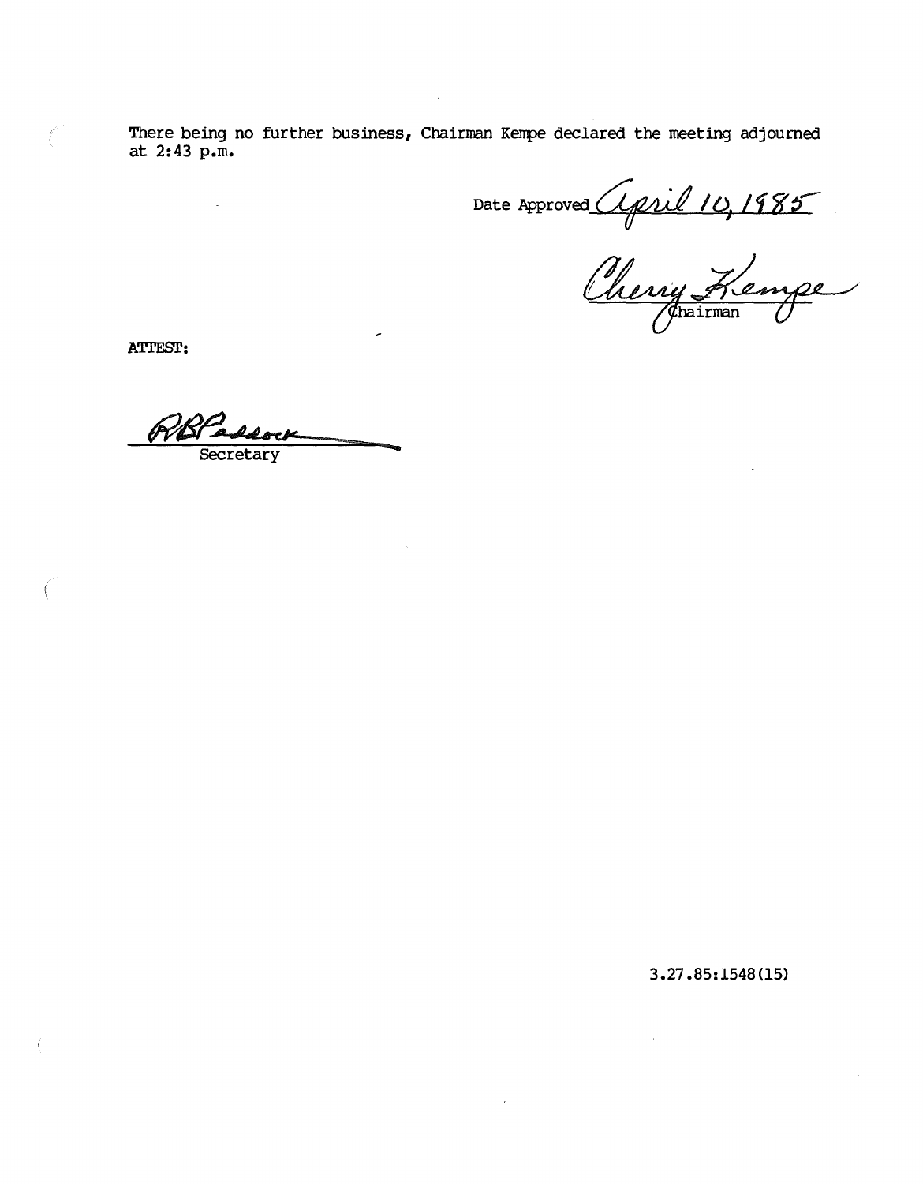There being no further business, Chairman Kempe declared the meeting adjourned at 2:43 p.m.

Date Approved *April 10, 1985*

*Cherry Kempe*
Chairman

ATTEST:

*RBPaddock*
Secretary

3.27.85:1548(15)